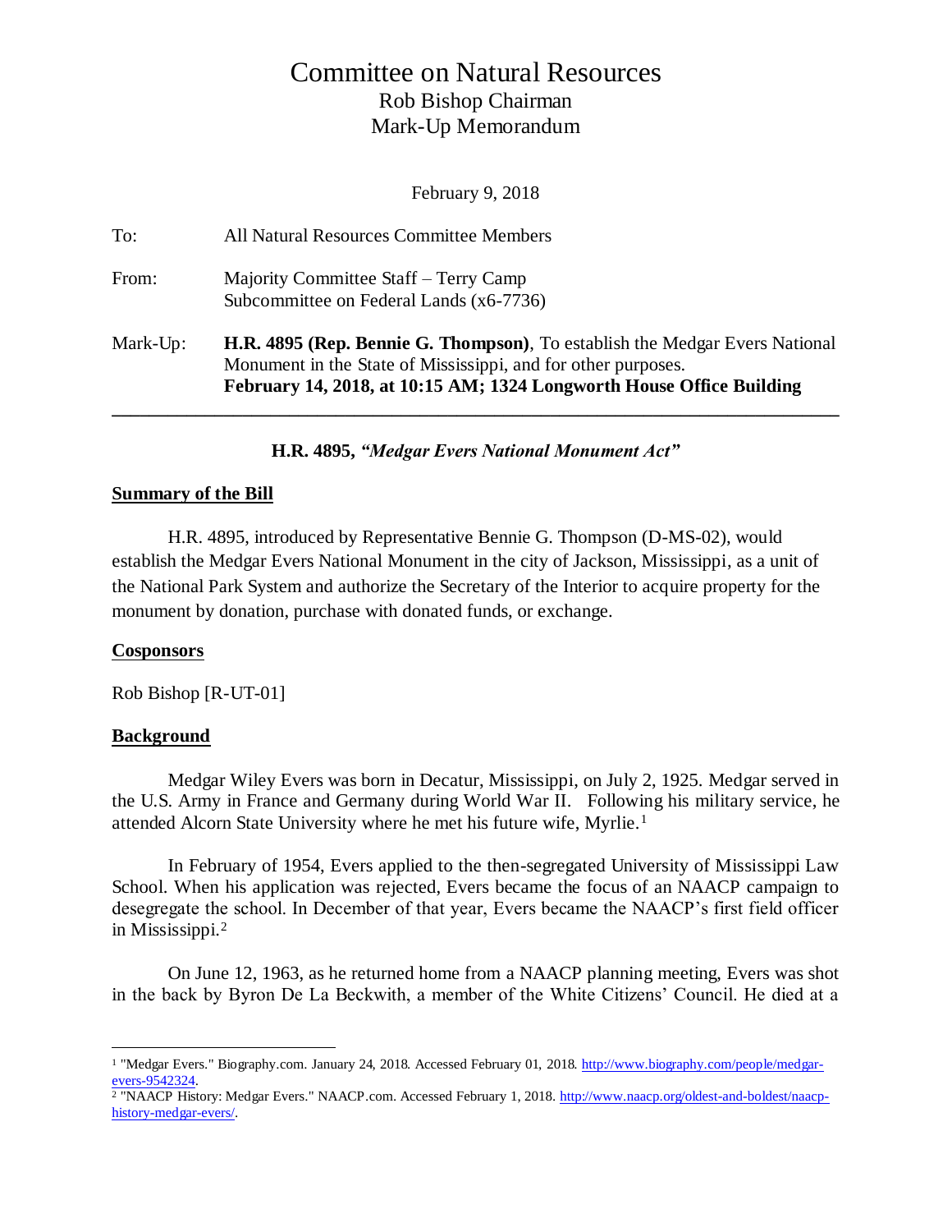# Committee on Natural Resources

Rob Bishop Chairman

Mark-Up Memorandum

February 9, 2018

To: All Natural Resources Committee Members

From: Majority Committee Staff – Terry Camp
Subcommittee on Federal Lands (x6-7736)

Mark-Up: **H.R. 4895 (Rep. Bennie G. Thompson)**, To establish the Medgar Evers National Monument in the State of Mississippi, and for other purposes.
**February 14, 2018, at 10:15 AM; 1324 Longworth House Office Building**

---

**H.R. 4895, *"Medgar Evers National Monument Act"***

## Summary of the Bill

H.R. 4895, introduced by Representative Bennie G. Thompson (D-MS-02), would establish the Medgar Evers National Monument in the city of Jackson, Mississippi, as a unit of the National Park System and authorize the Secretary of the Interior to acquire property for the monument by donation, purchase with donated funds, or exchange.

## Cosponsors

Rob Bishop [R-UT-01]

## Background

Medgar Wiley Evers was born in Decatur, Mississippi, on July 2, 1925. Medgar served in the U.S. Army in France and Germany during World War II. Following his military service, he attended Alcorn State University where he met his future wife, Myrlie.[1]

In February of 1954, Evers applied to the then-segregated University of Mississippi Law School. When his application was rejected, Evers became the focus of an NAACP campaign to desegregate the school. In December of that year, Evers became the NAACP's first field officer in Mississippi.[2]

On June 12, 1963, as he returned home from a NAACP planning meeting, Evers was shot in the back by Byron De La Beckwith, a member of the White Citizens' Council. He died at a

---

[1] "Medgar Evers." Biography.com. January 24, 2018. Accessed February 01, 2018. http://www.biography.com/people/medgar-evers-9542324.

[2] "NAACP History: Medgar Evers." NAACP.com. Accessed February 1, 2018. http://www.naacp.org/oldest-and-boldest/naacp-history-medgar-evers/.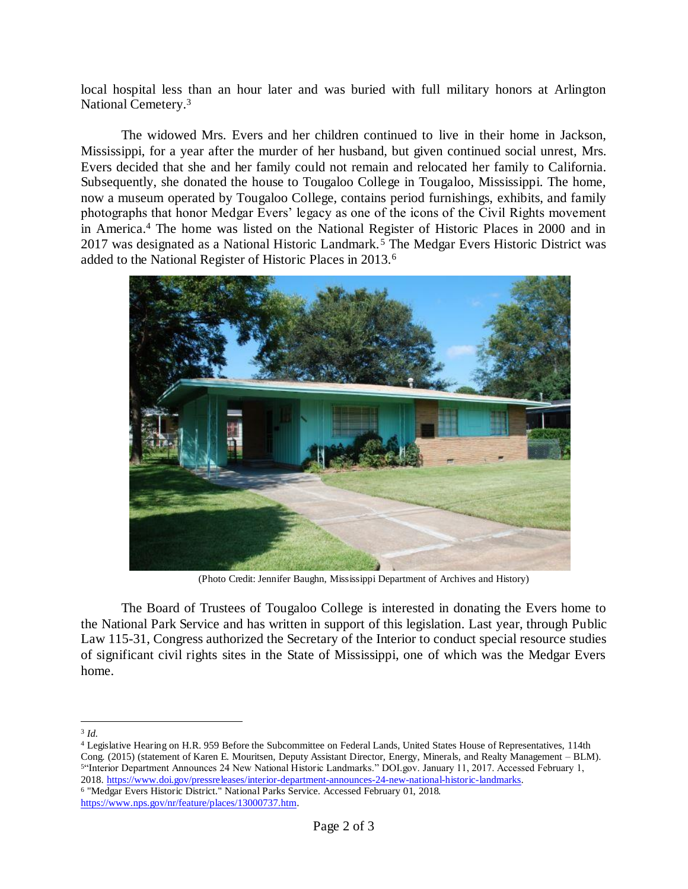local hospital less than an hour later and was buried with full military honors at Arlington National Cemetery.[3]

The widowed Mrs. Evers and her children continued to live in their home in Jackson, Mississippi, for a year after the murder of her husband, but given continued social unrest, Mrs. Evers decided that she and her family could not remain and relocated her family to California. Subsequently, she donated the house to Tougaloo College in Tougaloo, Mississippi. The home, now a museum operated by Tougaloo College, contains period furnishings, exhibits, and family photographs that honor Medgar Evers' legacy as one of the icons of the Civil Rights movement in America.[4] The home was listed on the National Register of Historic Places in 2000 and in 2017 was designated as a National Historic Landmark.[5] The Medgar Evers Historic District was added to the National Register of Historic Places in 2013.[6]

(Photo Credit: Jennifer Baughn, Mississippi Department of Archives and History)

The Board of Trustees of Tougaloo College is interested in donating the Evers home to the National Park Service and has written in support of this legislation. Last year, through Public Law 115-31, Congress authorized the Secretary of the Interior to conduct special resource studies of significant civil rights sites in the State of Mississippi, one of which was the Medgar Evers home.

---

[3] *Id.*

[4] Legislative Hearing on H.R. 959 Before the Subcommittee on Federal Lands, United States House of Representatives, 114th Cong. (2015) (statement of Karen E. Mouritsen, Deputy Assistant Director, Energy, Minerals, and Realty Management – BLM).

[5] "Interior Department Announces 24 New National Historic Landmarks." DOI.gov. January 11, 2017. Accessed February 1, 2018. https://www.doi.gov/pressreleases/interior-department-announces-24-new-national-historic-landmarks.

[6] "Medgar Evers Historic District." National Parks Service. Accessed February 01, 2018. https://www.nps.gov/nr/feature/places/13000737.htm.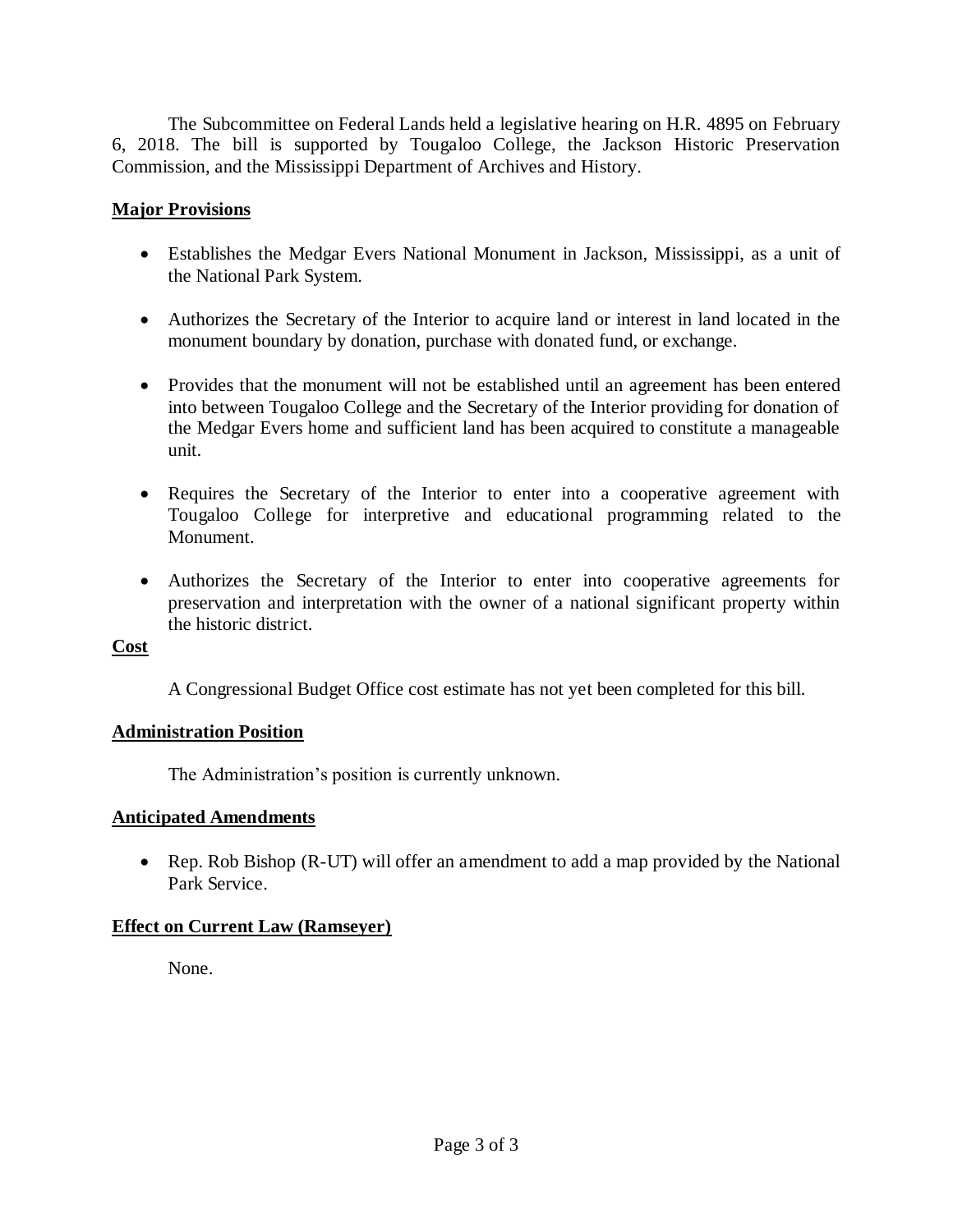The Subcommittee on Federal Lands held a legislative hearing on H.R. 4895 on February 6, 2018. The bill is supported by Tougaloo College, the Jackson Historic Preservation Commission, and the Mississippi Department of Archives and History.

**Major Provisions**

- Establishes the Medgar Evers National Monument in Jackson, Mississippi, as a unit of the National Park System.
- Authorizes the Secretary of the Interior to acquire land or interest in land located in the monument boundary by donation, purchase with donated fund, or exchange.
- Provides that the monument will not be established until an agreement has been entered into between Tougaloo College and the Secretary of the Interior providing for donation of the Medgar Evers home and sufficient land has been acquired to constitute a manageable unit.
- Requires the Secretary of the Interior to enter into a cooperative agreement with Tougaloo College for interpretive and educational programming related to the Monument.
- Authorizes the Secretary of the Interior to enter into cooperative agreements for preservation and interpretation with the owner of a national significant property within the historic district.

**Cost**

A Congressional Budget Office cost estimate has not yet been completed for this bill.

**Administration Position**

The Administration's position is currently unknown.

**Anticipated Amendments**

- Rep. Rob Bishop (R-UT) will offer an amendment to add a map provided by the National Park Service.

**Effect on Current Law (Ramseyer)**

None.